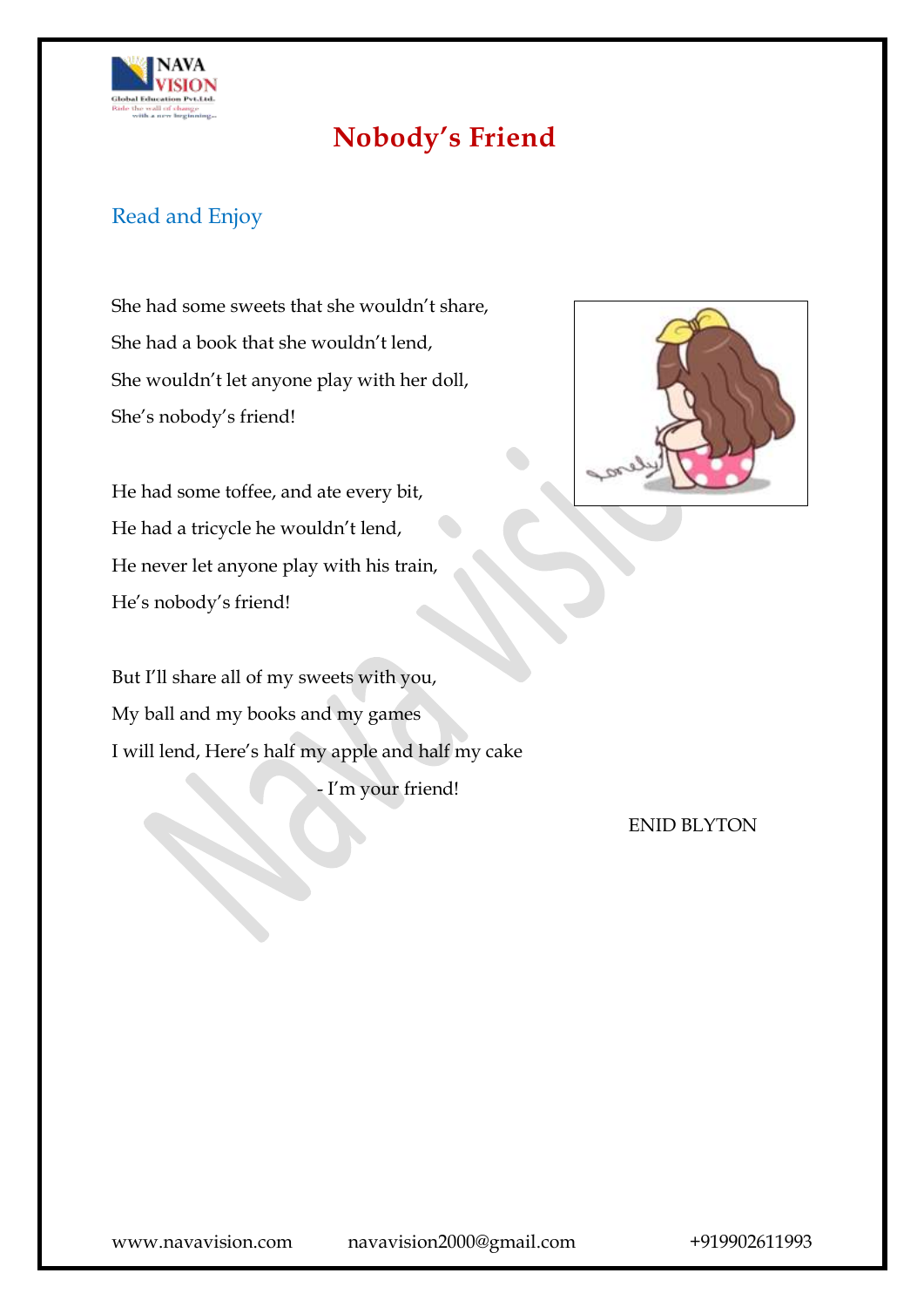# Nobody's Friend

## Read and Enjoy

She had some sweets that she wouldn't share,
She had a book that she wouldn't lend,
She wouldn't let anyone play with her doll,
She's nobody's friend!

He had some toffee, and ate every bit,
He had a tricycle he wouldn't lend,
He never let anyone play with his train,
He's nobody's friend!

But I'll share all of my sweets with you,
My ball and my books and my games
I will lend, Here's half my apple and half my cake
- I'm your friend!

ENID BLYTON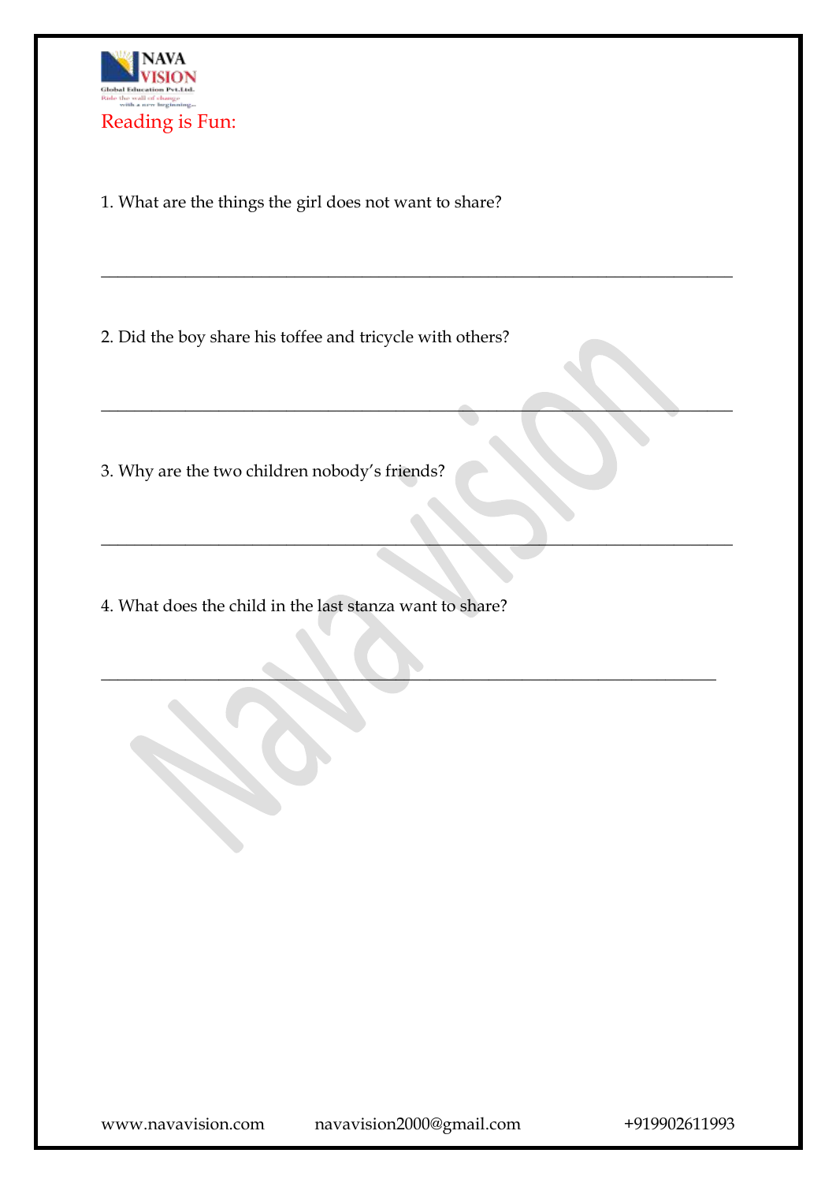## Reading is Fun:

1. What are the things the girl does not want to share?

_______________________________________________________________________

2. Did the boy share his toffee and tricycle with others?

_______________________________________________________________________

3. Why are the two children nobody's friends?

_______________________________________________________________________

4. What does the child in the last stanza want to share?

_______________________________________________________________________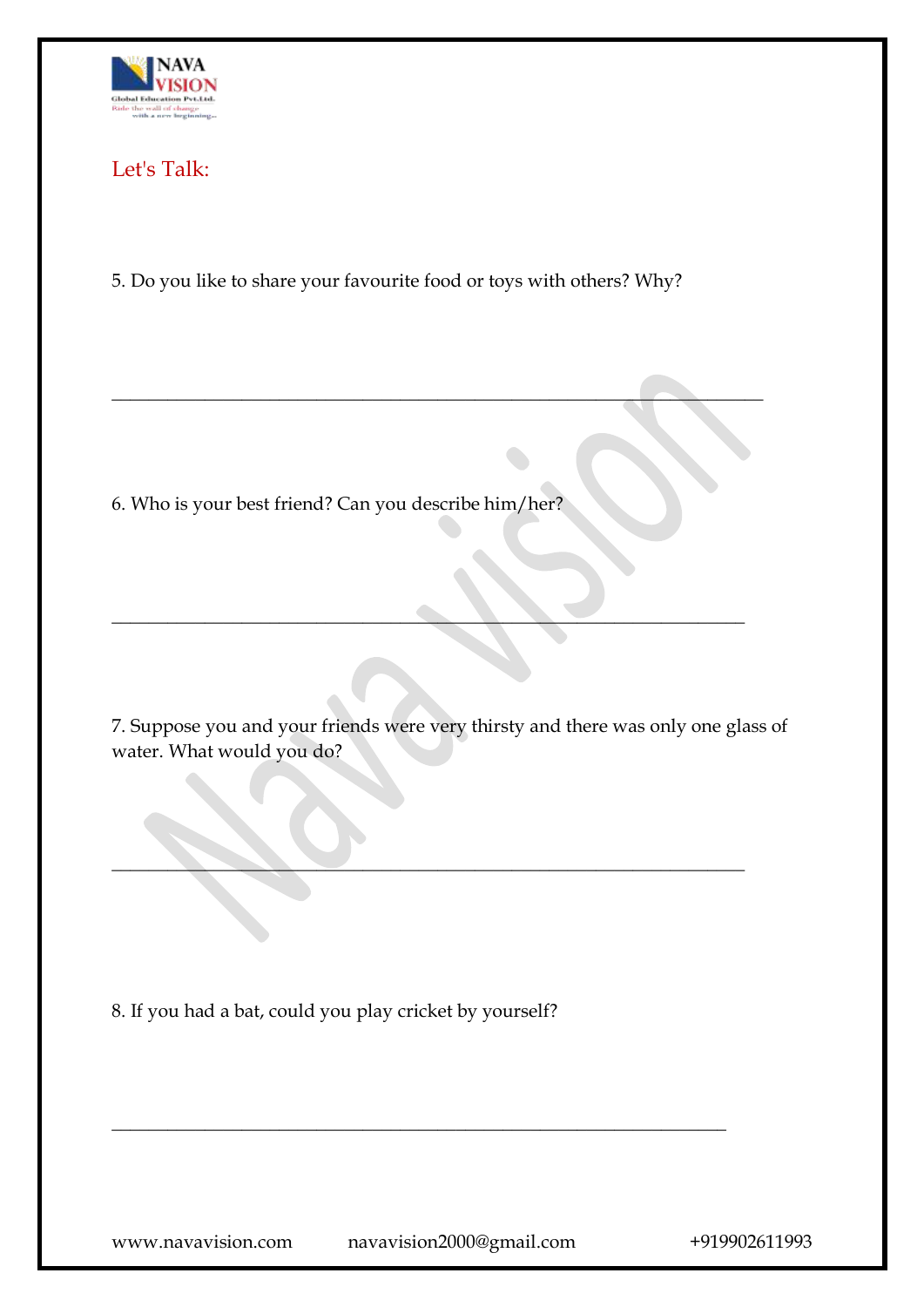## Let's Talk:

5. Do you like to share your favourite food or toys with others? Why?

_____________________________________________________________________

6. Who is your best friend? Can you describe him/her?

_____________________________________________________________________

7. Suppose you and your friends were very thirsty and there was only one glass of water. What would you do?

_____________________________________________________________________

8. If you had a bat, could you play cricket by yourself?

_____________________________________________________________________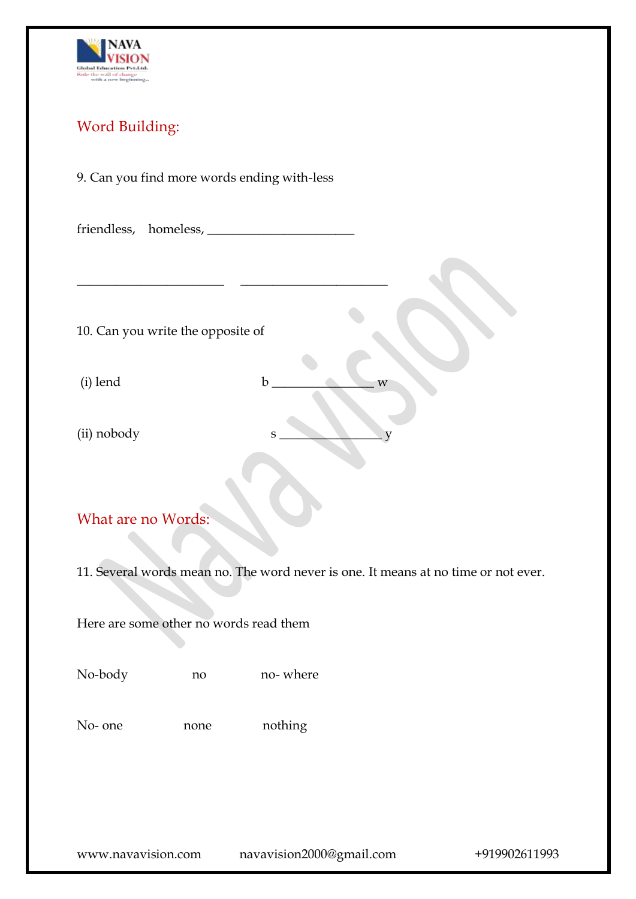## Word Building:

9. Can you find more words ending with-less

friendless, homeless, _______________________

_______________________ _______________________

10. Can you write the opposite of

(i) lend b _______________ w

(ii) nobody s _______________ y

## What are no Words:

11. Several words mean no. The word never is one. It means at no time or not ever.

Here are some other no words read them

No-body no no- where

No- one none nothing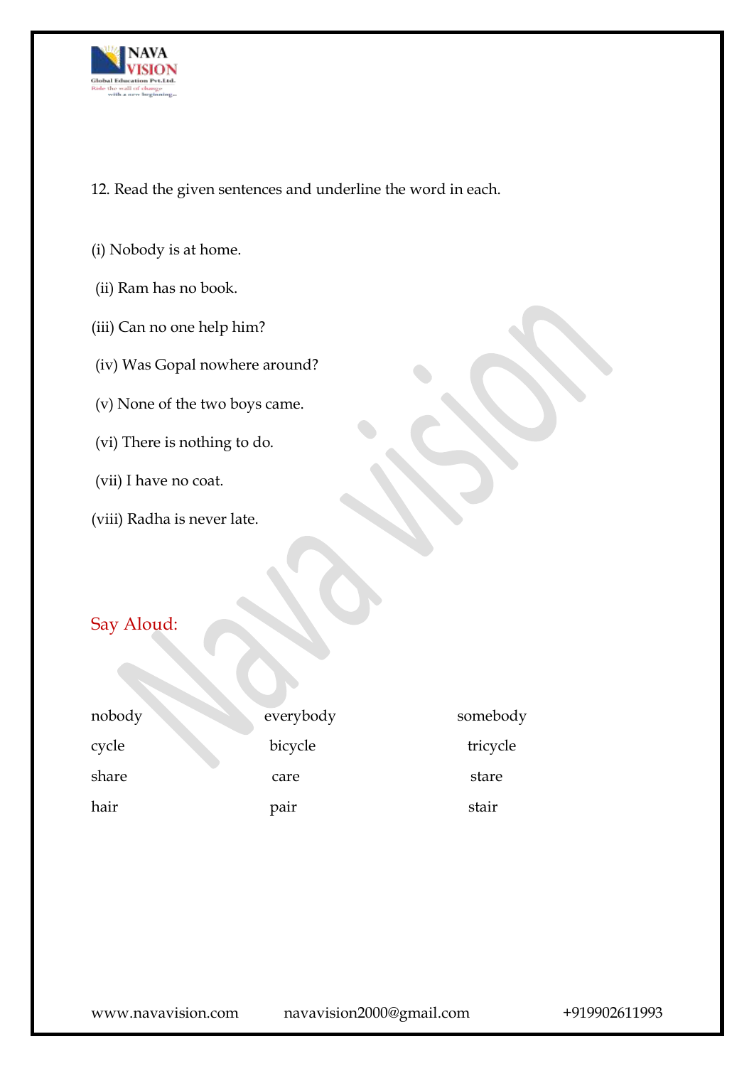12. Read the given sentences and underline the word in each.

(i) Nobody is at home.

(ii) Ram has no book.

(iii) Can no one help him?

(iv) Was Gopal nowhere around?

(v) None of the two boys came.

(vi) There is nothing to do.

(vii) I have no coat.

(viii) Radha is never late.

## Say Aloud:

| | | |
|---|---|---|
| nobody | everybody | somebody |
| cycle | bicycle | tricycle |
| share | care | stare |
| hair | pair | stair |